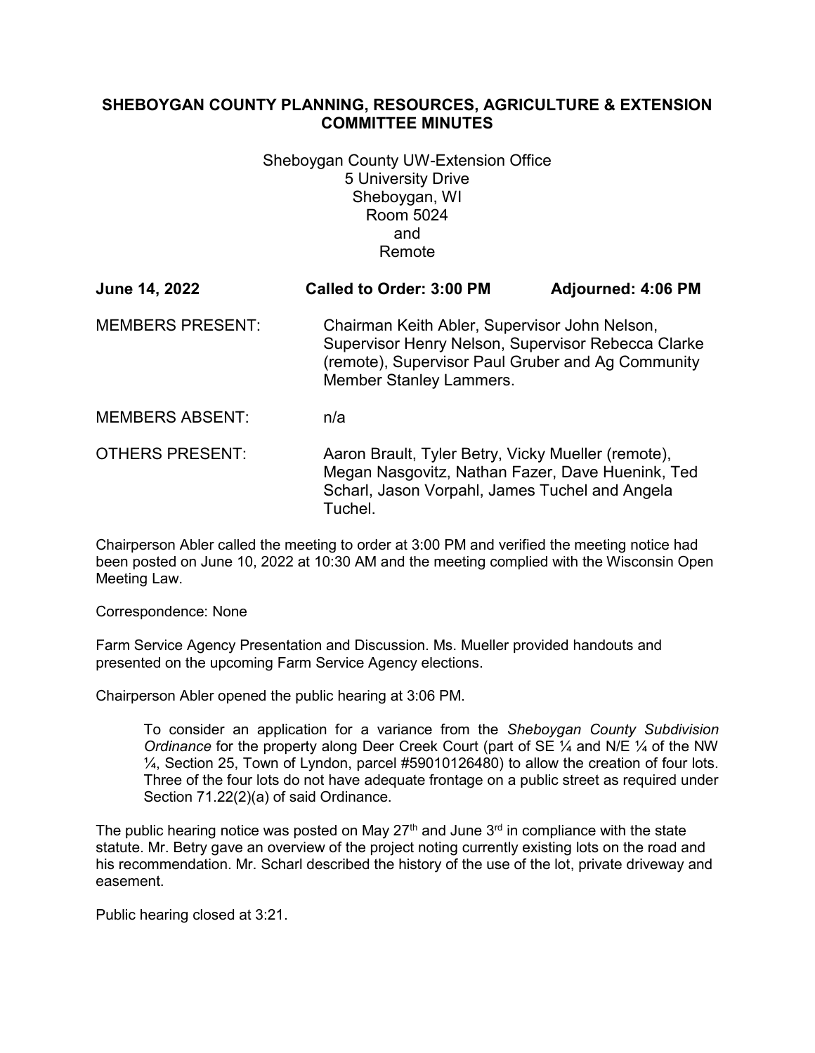# SHEBOYGAN COUNTY PLANNING, RESOURCES, AGRICULTURE & EXTENSION COMMITTEE MINUTES

Sheboygan County UW-Extension Office
5 University Drive
Sheboygan, WI
Room 5024
and
Remote

**June 14, 2022** **Called to Order: 3:00 PM** **Adjourned: 4:06 PM**

MEMBERS PRESENT: Chairman Keith Abler, Supervisor John Nelson, Supervisor Henry Nelson, Supervisor Rebecca Clarke (remote), Supervisor Paul Gruber and Ag Community Member Stanley Lammers.

MEMBERS ABSENT: n/a

OTHERS PRESENT: Aaron Brault, Tyler Betry, Vicky Mueller (remote), Megan Nasgovitz, Nathan Fazer, Dave Huenink, Ted Scharl, Jason Vorpahl, James Tuchel and Angela Tuchel.

Chairperson Abler called the meeting to order at 3:00 PM and verified the meeting notice had been posted on June 10, 2022 at 10:30 AM and the meeting complied with the Wisconsin Open Meeting Law.

Correspondence: None

Farm Service Agency Presentation and Discussion. Ms. Mueller provided handouts and presented on the upcoming Farm Service Agency elections.

Chairperson Abler opened the public hearing at 3:06 PM.

> To consider an application for a variance from the *Sheboygan County Subdivision Ordinance* for the property along Deer Creek Court (part of SE ¼ and N/E ¼ of the NW ¼, Section 25, Town of Lyndon, parcel #59010126480) to allow the creation of four lots. Three of the four lots do not have adequate frontage on a public street as required under Section 71.22(2)(a) of said Ordinance.

The public hearing notice was posted on May 27th and June 3rd in compliance with the state statute. Mr. Betry gave an overview of the project noting currently existing lots on the road and his recommendation. Mr. Scharl described the history of the use of the lot, private driveway and easement.

Public hearing closed at 3:21.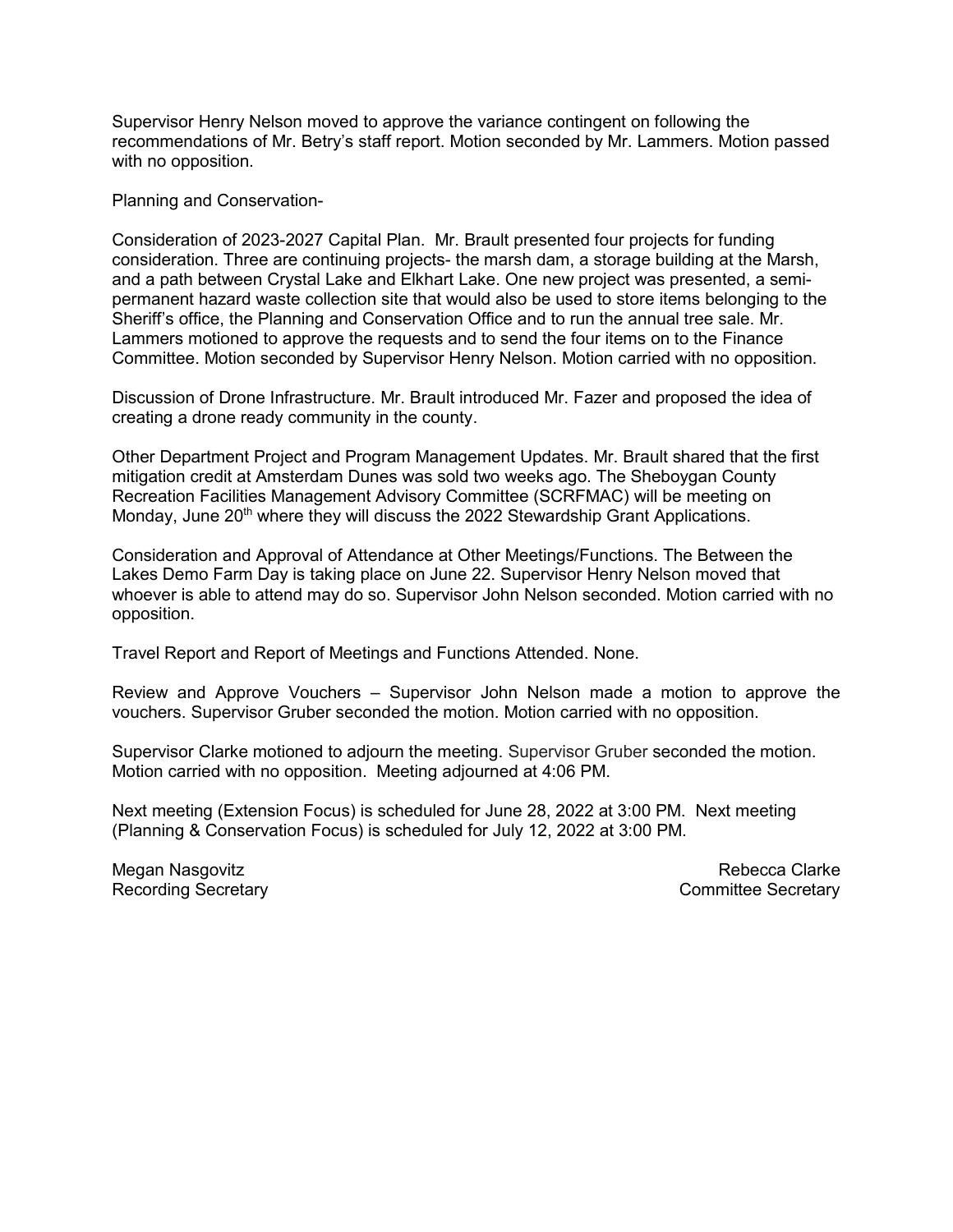Supervisor Henry Nelson moved to approve the variance contingent on following the recommendations of Mr. Betry's staff report. Motion seconded by Mr. Lammers. Motion passed with no opposition.

Planning and Conservation-

Consideration of 2023-2027 Capital Plan. Mr. Brault presented four projects for funding consideration. Three are continuing projects- the marsh dam, a storage building at the Marsh, and a path between Crystal Lake and Elkhart Lake. One new project was presented, a semi-permanent hazard waste collection site that would also be used to store items belonging to the Sheriff's office, the Planning and Conservation Office and to run the annual tree sale. Mr. Lammers motioned to approve the requests and to send the four items on to the Finance Committee. Motion seconded by Supervisor Henry Nelson. Motion carried with no opposition.

Discussion of Drone Infrastructure. Mr. Brault introduced Mr. Fazer and proposed the idea of creating a drone ready community in the county.

Other Department Project and Program Management Updates. Mr. Brault shared that the first mitigation credit at Amsterdam Dunes was sold two weeks ago. The Sheboygan County Recreation Facilities Management Advisory Committee (SCRFMAC) will be meeting on Monday, June 20th where they will discuss the 2022 Stewardship Grant Applications.

Consideration and Approval of Attendance at Other Meetings/Functions. The Between the Lakes Demo Farm Day is taking place on June 22. Supervisor Henry Nelson moved that whoever is able to attend may do so. Supervisor John Nelson seconded. Motion carried with no opposition.

Travel Report and Report of Meetings and Functions Attended. None.

Review and Approve Vouchers – Supervisor John Nelson made a motion to approve the vouchers. Supervisor Gruber seconded the motion. Motion carried with no opposition.

Supervisor Clarke motioned to adjourn the meeting. Supervisor Gruber seconded the motion. Motion carried with no opposition. Meeting adjourned at 4:06 PM.

Next meeting (Extension Focus) is scheduled for June 28, 2022 at 3:00 PM. Next meeting (Planning & Conservation Focus) is scheduled for July 12, 2022 at 3:00 PM.

Megan Nasgovitz
Recording Secretary

Rebecca Clarke
Committee Secretary